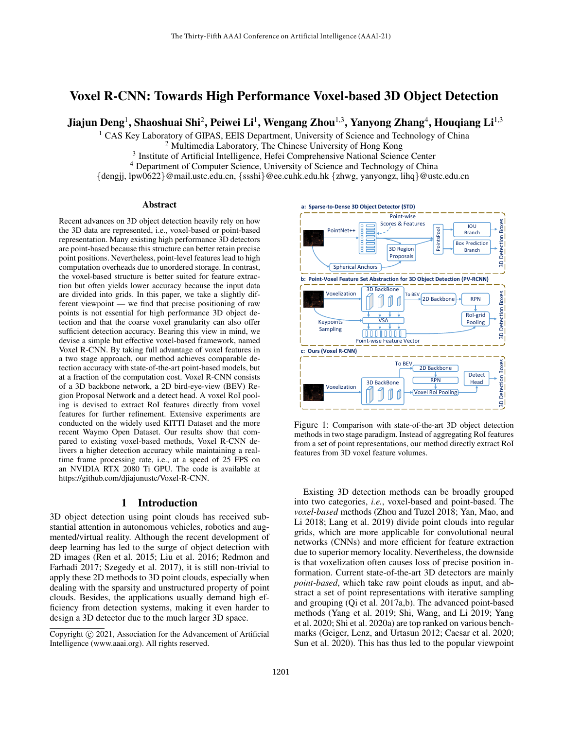# Voxel R-CNN: Towards High Performance Voxel-based 3D Object Detection

**Jiajun Deng[1], Shaoshuai Shi[2], Peiwei Li[1], Wengang Zhou[1,3], Yanyong Zhang[4], Houqiang Li[1,3]**

[1] CAS Key Laboratory of GIPAS, EEIS Department, University of Science and Technology of China
[2] Multimedia Laboratory, The Chinese University of Hong Kong
[3] Institute of Artificial Intelligence, Hefei Comprehensive National Science Center
[4] Department of Computer Science, University of Science and Technology of China
{dengjj, lpw0622}@mail.ustc.edu.cn, {ssshi}@ee.cuhk.edu.hk {zhwg, yanyongz, lihq}@ustc.edu.cn

## Abstract

Recent advances on 3D object detection heavily rely on how the 3D data are represented, i.e., voxel-based or point-based representation. Many existing high performance 3D detectors are point-based because this structure can better retain precise point positions. Nevertheless, point-level features lead to high computation overheads due to unordered storage. In contrast, the voxel-based structure is better suited for feature extraction but often yields lower accuracy because the input data are divided into grids. In this paper, we take a slightly different viewpoint — we find that precise positioning of raw points is not essential for high performance 3D object detection and that the coarse voxel granularity can also offer sufficient detection accuracy. Bearing this view in mind, we devise a simple but effective voxel-based framework, named Voxel R-CNN. By taking full advantage of voxel features in a two stage approach, our method achieves comparable detection accuracy with state-of-the-art point-based models, but at a fraction of the computation cost. Voxel R-CNN consists of a 3D backbone network, a 2D bird-eye-view (BEV) Region Proposal Network and a detect head. A voxel RoI pooling is devised to extract RoI features directly from voxel features for further refinement. Extensive experiments are conducted on the widely used KITTI Dataset and the more recent Waymo Open Dataset. Our results show that compared to existing voxel-based methods, Voxel R-CNN delivers a higher detection accuracy while maintaining a real-time frame processing rate, i.e., at a speed of 25 FPS on an NVIDIA RTX 2080 Ti GPU. The code is available at https://github.com/djiajunustc/Voxel-R-CNN.

## 1 Introduction

3D object detection using point clouds has received substantial attention in autonomous vehicles, robotics and augmented/virtual reality. Although the recent development of deep learning has led to the surge of object detection with 2D images (Ren et al. 2015; Liu et al. 2016; Redmon and Farhadi 2017; Szegedy et al. 2017), it is still non-trivial to apply these 2D methods to 3D point clouds, especially when dealing with the sparsity and unstructured property of point clouds. Besides, the applications usually demand high efficiency from detection systems, making it even harder to design a 3D detector due to the much larger 3D space.

Copyright © 2021, Association for the Advancement of Artificial Intelligence (www.aaai.org). All rights reserved.

Figure 1: Comparison with state-of-the-art 3D object detection methods in two stage paradigm. Instead of aggregating RoI features from a set of point representations, our method directly extract RoI features from 3D voxel feature volumes.

Existing 3D detection methods can be broadly grouped into two categories, *i.e.*, voxel-based and point-based. The *voxel-based* methods (Zhou and Tuzel 2018; Yan, Mao, and Li 2018; Lang et al. 2019) divide point clouds into regular grids, which are more applicable for convolutional neural networks (CNNs) and more efficient for feature extraction due to superior memory locality. Nevertheless, the downside is that voxelization often causes loss of precise position information. Current state-of-the-art 3D detectors are mainly *point-based*, which take raw point clouds as input, and abstract a set of point representations with iterative sampling and grouping (Qi et al. 2017a,b). The advanced point-based methods (Yang et al. 2019; Shi, Wang, and Li 2019; Yang et al. 2020; Shi et al. 2020a) are top ranked on various benchmarks (Geiger, Lenz, and Urtasun 2012; Caesar et al. 2020; Sun et al. 2020). This has thus led to the popular viewpoint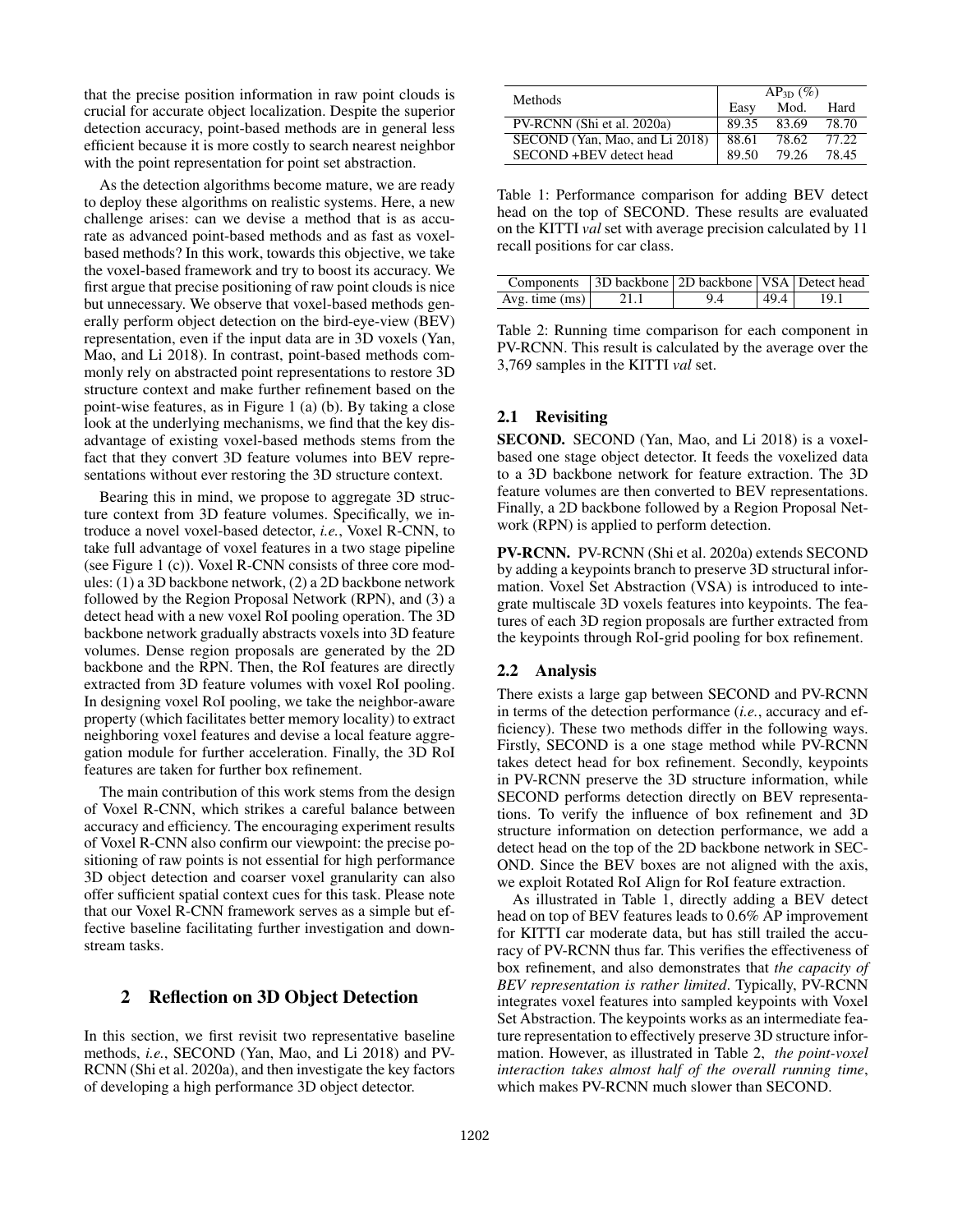that the precise position information in raw point clouds is crucial for accurate object localization. Despite the superior detection accuracy, point-based methods are in general less efficient because it is more costly to search nearest neighbor with the point representation for point set abstraction.

As the detection algorithms become mature, we are ready to deploy these algorithms on realistic systems. Here, a new challenge arises: can we devise a method that is as accurate as advanced point-based methods and as fast as voxel-based methods? In this work, towards this objective, we take the voxel-based framework and try to boost its accuracy. We first argue that precise positioning of raw point clouds is nice but unnecessary. We observe that voxel-based methods generally perform object detection on the bird-eye-view (BEV) representation, even if the input data are in 3D voxels (Yan, Mao, and Li 2018). In contrast, point-based methods commonly rely on abstracted point representations to restore 3D structure context and make further refinement based on the point-wise features, as in Figure 1 (a) (b). By taking a close look at the underlying mechanisms, we find that the key disadvantage of existing voxel-based methods stems from the fact that they convert 3D feature volumes into BEV representations without ever restoring the 3D structure context.

Bearing this in mind, we propose to aggregate 3D structure context from 3D feature volumes. Specifically, we introduce a novel voxel-based detector, *i.e.*, Voxel R-CNN, to take full advantage of voxel features in a two stage pipeline (see Figure 1 (c)). Voxel R-CNN consists of three core modules: (1) a 3D backbone network, (2) a 2D backbone network followed by the Region Proposal Network (RPN), and (3) a detect head with a new voxel RoI pooling operation. The 3D backbone network gradually abstracts voxels into 3D feature volumes. Dense region proposals are generated by the 2D backbone and the RPN. Then, the RoI features are directly extracted from 3D feature volumes with voxel RoI pooling. In designing voxel RoI pooling, we take the neighbor-aware property (which facilitates better memory locality) to extract neighboring voxel features and devise a local feature aggregation module for further acceleration. Finally, the 3D RoI features are taken for further box refinement.

The main contribution of this work stems from the design of Voxel R-CNN, which strikes a careful balance between accuracy and efficiency. The encouraging experiment results of Voxel R-CNN also confirm our viewpoint: the precise positioning of raw points is not essential for high performance 3D object detection and coarser voxel granularity can also offer sufficient spatial context cues for this task. Please note that our Voxel R-CNN framework serves as a simple but effective baseline facilitating further investigation and downstream tasks.

## 2 Reflection on 3D Object Detection

In this section, we first revisit two representative baseline methods, *i.e.*, SECOND (Yan, Mao, and Li 2018) and PV-RCNN (Shi et al. 2020a), and then investigate the key factors of developing a high performance 3D object detector.

| Methods | $AP_{3D}$ (%) | | |
|---|---|---|---|
| | Easy | Mod. | Hard |
| PV-RCNN (Shi et al. 2020a) | 89.35 | 83.69 | 78.70 |
| SECOND (Yan, Mao, and Li 2018) | 88.61 | 78.62 | 77.22 |
| SECOND +BEV detect head | 89.50 | 79.26 | 78.45 |

Table 1: Performance comparison for adding BEV detect head on the top of SECOND. These results are evaluated on the KITTI *val* set with average precision calculated by 11 recall positions for car class.

| Components | 3D backbone | 2D backbone | VSA | Detect head |
|---|---|---|---|---|
| Avg. time (ms) | 21.1 | 9.4 | 49.4 | 19.1 |

Table 2: Running time comparison for each component in PV-RCNN. This result is calculated by the average over the 3,769 samples in the KITTI *val* set.

### 2.1 Revisiting

**SECOND.** SECOND (Yan, Mao, and Li 2018) is a voxel-based one stage object detector. It feeds the voxelized data to a 3D backbone network for feature extraction. The 3D feature volumes are then converted to BEV representations. Finally, a 2D backbone followed by a Region Proposal Network (RPN) is applied to perform detection.

**PV-RCNN.** PV-RCNN (Shi et al. 2020a) extends SECOND by adding a keypoints branch to preserve 3D structural information. Voxel Set Abstraction (VSA) is introduced to integrate multiscale 3D voxels features into keypoints. The features of each 3D region proposals are further extracted from the keypoints through RoI-grid pooling for box refinement.

### 2.2 Analysis

There exists a large gap between SECOND and PV-RCNN in terms of the detection performance (*i.e.*, accuracy and efficiency). These two methods differ in the following ways. Firstly, SECOND is a one stage method while PV-RCNN takes detect head for box refinement. Secondly, keypoints in PV-RCNN preserve the 3D structure information, while SECOND performs detection directly on BEV representations. To verify the influence of box refinement and 3D structure information on detection performance, we add a detect head on the top of the 2D backbone network in SECOND. Since the BEV boxes are not aligned with the axis, we exploit Rotated RoI Align for RoI feature extraction.

As illustrated in Table 1, directly adding a BEV detect head on top of BEV features leads to 0.6% AP improvement for KITTI car moderate data, but has still trailed the accuracy of PV-RCNN thus far. This verifies the effectiveness of box refinement, and also demonstrates that *the capacity of BEV representation is rather limited*. Typically, PV-RCNN integrates voxel features into sampled keypoints with Voxel Set Abstraction. The keypoints works as an intermediate feature representation to effectively preserve 3D structure information. However, as illustrated in Table 2, *the point-voxel interaction takes almost half of the overall running time*, which makes PV-RCNN much slower than SECOND.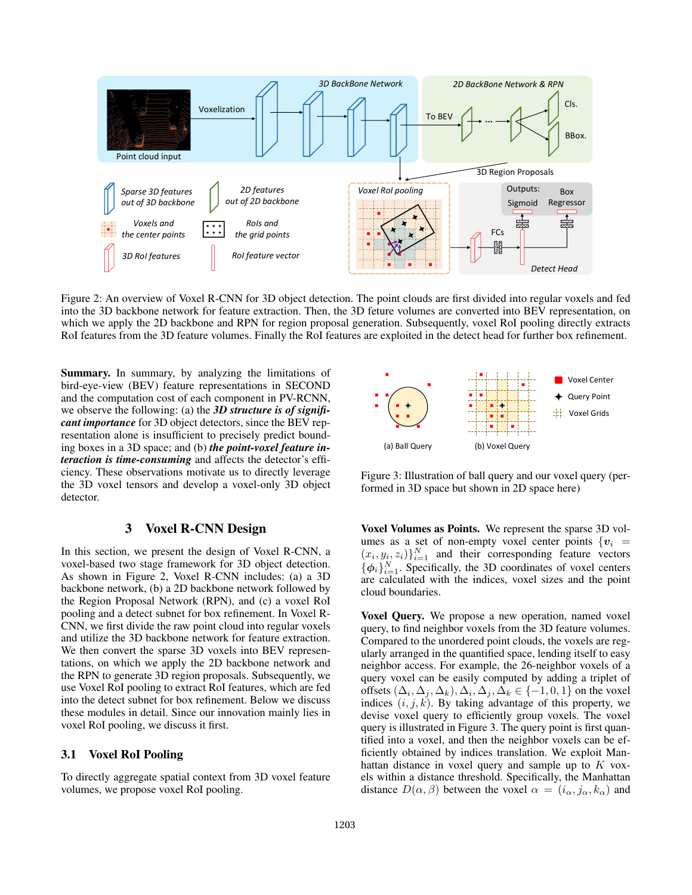Figure 2: An overview of Voxel R-CNN for 3D object detection. The point clouds are first divided into regular voxels and fed into the 3D backbone network for feature extraction. Then, the 3D feture volumes are converted into BEV representation, on which we apply the 2D backbone and RPN for region proposal generation. Subsequently, voxel RoI pooling directly extracts RoI features from the 3D feature volumes. Finally the RoI features are exploited in the detect head for further box refinement.

**Summary.** In summary, by analyzing the limitations of bird-eye-view (BEV) feature representations in SECOND and the computation cost of each component in PV-RCNN, we observe the following: (a) the ***3D structure is of significant importance*** for 3D object detectors, since the BEV representation alone is insufficient to precisely predict bounding boxes in a 3D space; and (b) ***the point-voxel feature interaction is time-consuming*** and affects the detector's efficiency. These observations motivate us to directly leverage the 3D voxel tensors and develop a voxel-only 3D object detector.

## 3 Voxel R-CNN Design

In this section, we present the design of Voxel R-CNN, a voxel-based two stage framework for 3D object detection. As shown in Figure 2, Voxel R-CNN includes: (a) a 3D backbone network, (b) a 2D backbone network followed by the Region Proposal Network (RPN), and (c) a voxel RoI pooling and a detect subnet for box refinement. In Voxel R-CNN, we first divide the raw point cloud into regular voxels and utilize the 3D backbone network for feature extraction. We then convert the sparse 3D voxels into BEV representations, on which we apply the 2D backbone network and the RPN to generate 3D region proposals. Subsequently, we use Voxel RoI pooling to extract RoI features, which are fed into the detect subnet for box refinement. Below we discuss these modules in detail. Since our innovation mainly lies in voxel RoI pooling, we discuss it first.

### 3.1 Voxel RoI Pooling

To directly aggregate spatial context from 3D voxel feature volumes, we propose voxel RoI pooling.

Figure 3: Illustration of ball query and our voxel query (performed in 3D space but shown in 2D space here)

**Voxel Volumes as Points.** We represent the sparse 3D volumes as a set of non-empty voxel center points $\{\boldsymbol{v}_i = (x_i, y_i, z_i)\}_{i=1}^{N}$ and their corresponding feature vectors $\{\boldsymbol{\phi}_i\}_{i=1}^{N}$. Specifically, the 3D coordinates of voxel centers are calculated with the indices, voxel sizes and the point cloud boundaries.

**Voxel Query.** We propose a new operation, named voxel query, to find neighbor voxels from the 3D feature volumes. Compared to the unordered point clouds, the voxels are regularly arranged in the quantified space, lending itself to easy neighbor access. For example, the 26-neighbor voxels of a query voxel can be easily computed by adding a triplet of offsets $(\Delta_i, \Delta_j, \Delta_k), \Delta_i, \Delta_j, \Delta_k \in \{-1, 0, 1\}$ on the voxel indices $(i, j, k)$. By taking advantage of this property, we devise voxel query to efficiently group voxels. The voxel query is illustrated in Figure 3. The query point is first quantified into a voxel, and then the neighbor voxels can be efficiently obtained by indices translation. We exploit Manhattan distance in voxel query and sample up to $K$ voxels within a distance threshold. Specifically, the Manhattan distance $D(\alpha, \beta)$ between the voxel $\alpha = (i_\alpha, j_\alpha, k_\alpha)$ and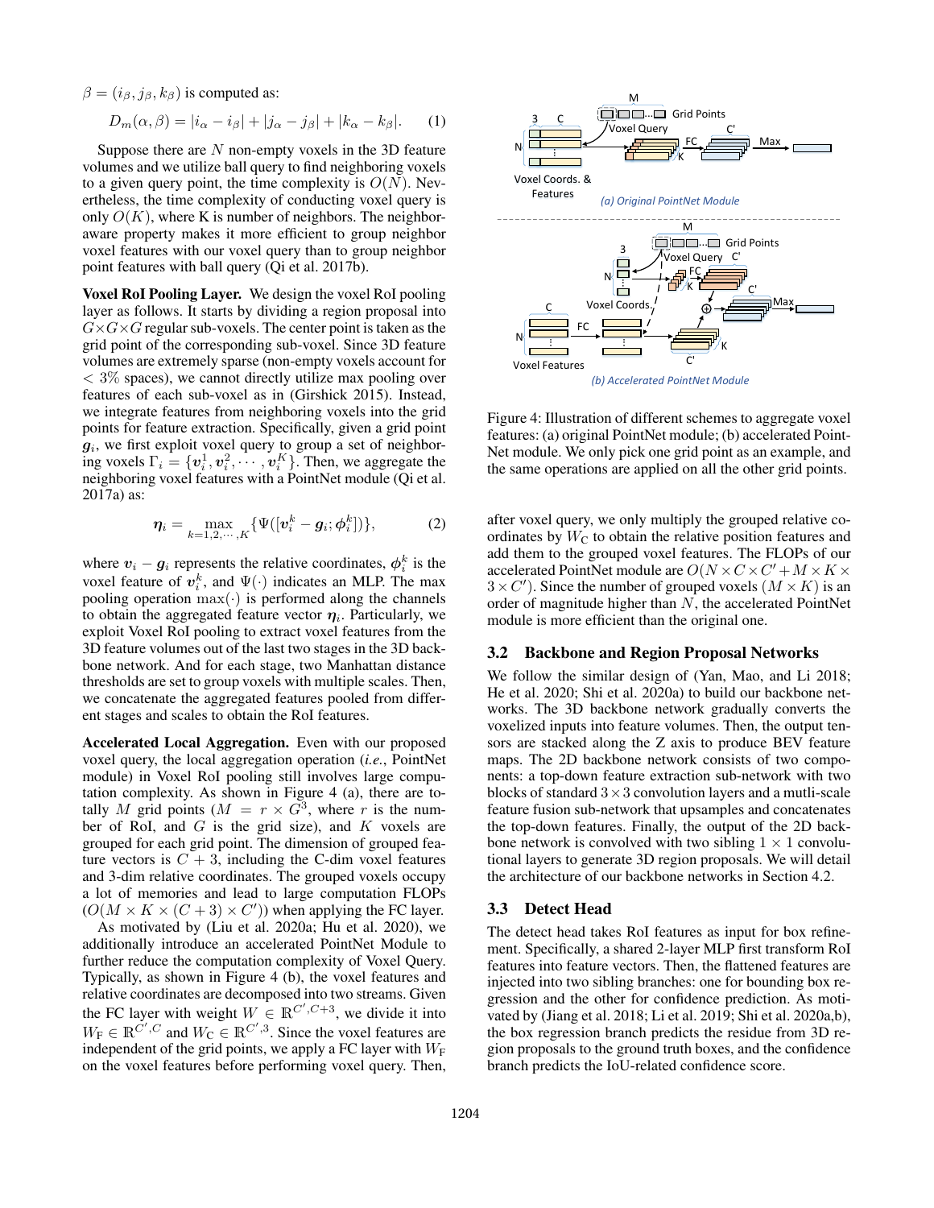$\beta = (i_\beta, j_\beta, k_\beta)$ is computed as:

$$D_m(\alpha, \beta) = |i_\alpha - i_\beta| + |j_\alpha - j_\beta| + |k_\alpha - k_\beta|. \quad (1)$$

Suppose there are $N$ non-empty voxels in the 3D feature volumes and we utilize ball query to find neighboring voxels to a given query point, the time complexity is $O(N)$. Nevertheless, the time complexity of conducting voxel query is only $O(K)$, where K is number of neighbors. The neighbor-aware property makes it more efficient to group neighbor voxel features with our voxel query than to group neighbor point features with ball query (Qi et al. 2017b).

**Voxel RoI Pooling Layer.** We design the voxel RoI pooling layer as follows. It starts by dividing a region proposal into $G \times G \times G$ regular sub-voxels. The center point is taken as the grid point of the corresponding sub-voxel. Since 3D feature volumes are extremely sparse (non-empty voxels account for $< 3\%$ spaces), we cannot directly utilize max pooling over features of each sub-voxel as in (Girshick 2015). Instead, we integrate features from neighboring voxels into the grid points for feature extraction. Specifically, given a grid point $\boldsymbol{g}_i$, we first exploit voxel query to group a set of neighboring voxels $\Gamma_i = \{\boldsymbol{v}_i^1, \boldsymbol{v}_i^2, \cdots, \boldsymbol{v}_i^K\}$. Then, we aggregate the neighboring voxel features with a PointNet module (Qi et al. 2017a) as:

$$\boldsymbol{\eta}_i = \max_{k=1,2,\cdots,K} \{\Psi([\boldsymbol{v}_i^k - \boldsymbol{g}_i; \boldsymbol{\phi}_i^k])\}, \quad (2)$$

where $\boldsymbol{v}_i - \boldsymbol{g}_i$ represents the relative coordinates, $\boldsymbol{\phi}_i^k$ is the voxel feature of $\boldsymbol{v}_i^k$, and $\Psi(\cdot)$ indicates an MLP. The max pooling operation $\max(\cdot)$ is performed along the channels to obtain the aggregated feature vector $\boldsymbol{\eta}_i$. Particularly, we exploit Voxel RoI pooling to extract voxel features from the 3D feature volumes out of the last two stages in the 3D backbone network. And for each stage, two Manhattan distance thresholds are set to group voxels with multiple scales. Then, we concatenate the aggregated features pooled from different stages and scales to obtain the RoI features.

**Accelerated Local Aggregation.** Even with our proposed voxel query, the local aggregation operation (*i.e.*, PointNet module) in Voxel RoI pooling still involves large computation complexity. As shown in Figure 4 (a), there are totally $M$ grid points ($M = r \times G^3$, where $r$ is the number of RoI, and $G$ is the grid size), and $K$ voxels are grouped for each grid point. The dimension of grouped feature vectors is $C + 3$, including the C-dim voxel features and 3-dim relative coordinates. The grouped voxels occupy a lot of memories and lead to large computation FLOPs ($O(M \times K \times (C + 3) \times C')$) when applying the FC layer.

As motivated by (Liu et al. 2020a; Hu et al. 2020), we additionally introduce an accelerated PointNet Module to further reduce the computation complexity of Voxel Query. Typically, as shown in Figure 4 (b), the voxel features and relative coordinates are decomposed into two streams. Given the FC layer with weight $W \in \mathbb{R}^{C', C+3}$, we divide it into $W_{\text{F}} \in \mathbb{R}^{C', C}$ and $W_{\text{C}} \in \mathbb{R}^{C', 3}$. Since the voxel features are independent of the grid points, we apply a FC layer with $W_{\text{F}}$ on the voxel features before performing voxel query. Then, after voxel query, we only multiply the grouped relative coordinates by $W_{\text{C}}$ to obtain the relative position features and add them to the grouped voxel features. The FLOPs of our accelerated PointNet module are $O(N \times C \times C' + M \times K \times 3 \times C')$. Since the number of grouped voxels ($M \times K$) is an order of magnitude higher than $N$, the accelerated PointNet module is more efficient than the original one.

Figure 4: Illustration of different schemes to aggregate voxel features: (a) original PointNet module; (b) accelerated PointNet module. We only pick one grid point as an example, and the same operations are applied on all the other grid points.

### 3.2 Backbone and Region Proposal Networks

We follow the similar design of (Yan, Mao, and Li 2018; He et al. 2020; Shi et al. 2020a) to build our backbone networks. The 3D backbone network gradually converts the voxelized inputs into feature volumes. Then, the output tensors are stacked along the Z axis to produce BEV feature maps. The 2D backbone network consists of two components: a top-down feature extraction sub-network with two blocks of standard $3 \times 3$ convolution layers and a mutli-scale feature fusion sub-network that upsamples and concatenates the top-down features. Finally, the output of the 2D backbone network is convolved with two sibling $1 \times 1$ convolutional layers to generate 3D region proposals. We will detail the architecture of our backbone networks in Section 4.2.

### 3.3 Detect Head

The detect head takes RoI features as input for box refinement. Specifically, a shared 2-layer MLP first transform RoI features into feature vectors. Then, the flattened features are injected into two sibling branches: one for bounding box regression and the other for confidence prediction. As motivated by (Jiang et al. 2018; Li et al. 2019; Shi et al. 2020a,b), the box regression branch predicts the residue from 3D region proposals to the ground truth boxes, and the confidence branch predicts the IoU-related confidence score.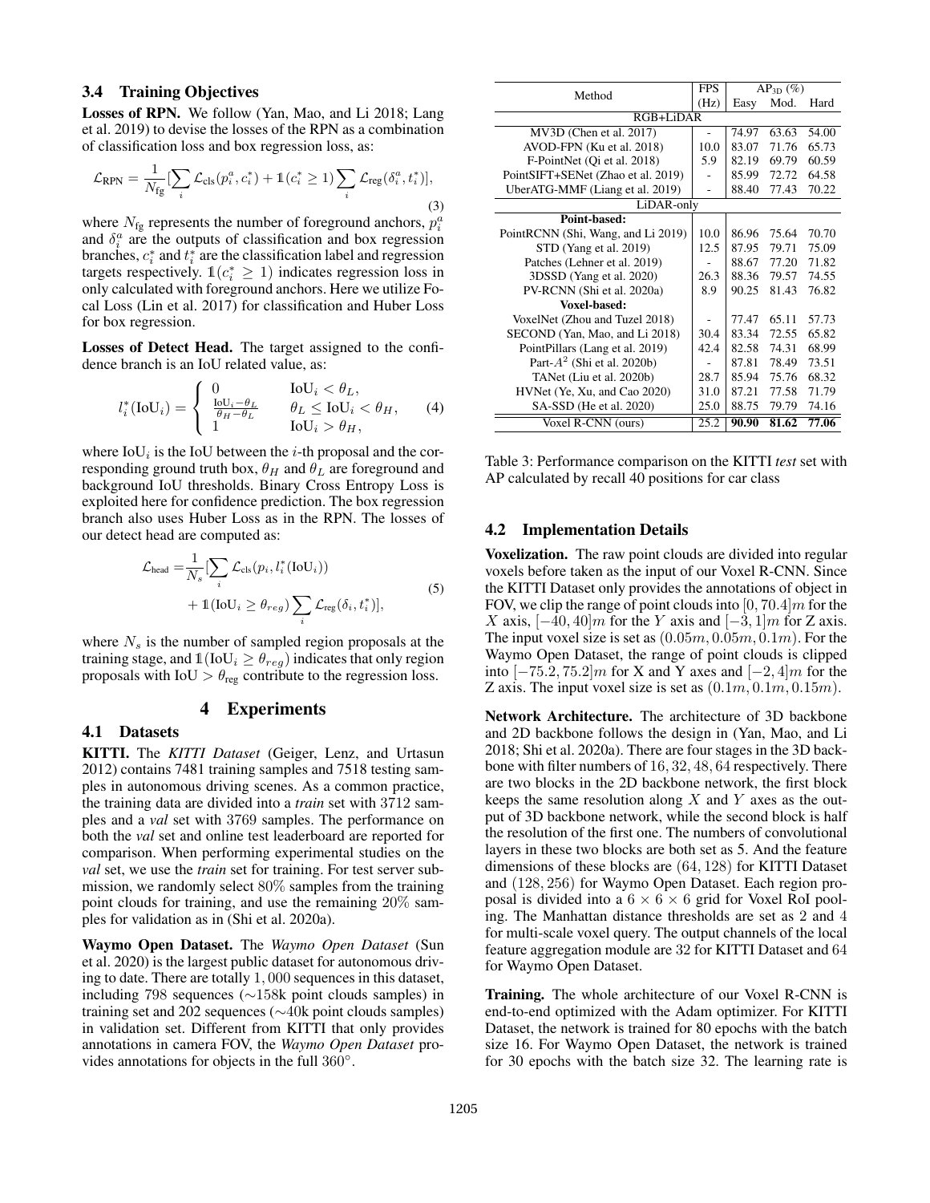### 3.4 Training Objectives

**Losses of RPN.** We follow (Yan, Mao, and Li 2018; Lang et al. 2019) to devise the losses of the RPN as a combination of classification loss and box regression loss, as:

$$\mathcal{L}_{\text{RPN}} = \frac{1}{N_{\text{fg}}}[\sum_{i} \mathcal{L}_{\text{cls}}(p_i^a, c_i^*) + \mathbb{1}(c_i^* \geq 1) \sum_{i} \mathcal{L}_{\text{reg}}(\delta_i^a, t_i^*)], \tag{3}$$

where $N_{\text{fg}}$ represents the number of foreground anchors, $p_i^a$ and $\delta_i^a$ are the outputs of classification and box regression branches, $c_i^*$ and $t_i^*$ are the classification label and regression targets respectively. $\mathbb{1}(c_i^* \geq 1)$ indicates regression loss in only calculated with foreground anchors. Here we utilize Focal Loss (Lin et al. 2017) for classification and Huber Loss for box regression.

**Losses of Detect Head.** The target assigned to the confidence branch is an IoU related value, as:

$$l_i^*(\text{IoU}_i) = \begin{cases} 0 & \text{IoU}_i < \theta_L, \\ \frac{\text{IoU}_i - \theta_L}{\theta_H - \theta_L} & \theta_L \leq \text{IoU}_i < \theta_H, \\ 1 & \text{IoU}_i > \theta_H, \end{cases} \tag{4}$$

where $\text{IoU}_i$ is the IoU between the $i$-th proposal and the corresponding ground truth box, $\theta_H$ and $\theta_L$ are foreground and background IoU thresholds. Binary Cross Entropy Loss is exploited here for confidence prediction. The box regression branch also uses Huber Loss as in the RPN. The losses of our detect head are computed as:

$$\begin{aligned} \mathcal{L}_{\text{head}} = &\frac{1}{N_s}[\sum_{i} \mathcal{L}_{\text{cls}}(p_i, l_i^*(\text{IoU}_i)) \\ &+ \mathbb{1}(\text{IoU}_i \geq \theta_{reg}) \sum_{i} \mathcal{L}_{\text{reg}}(\delta_i, t_i^*)], \end{aligned} \tag{5}$$

where $N_s$ is the number of sampled region proposals at the training stage, and $\mathbb{1}(\text{IoU}_i \geq \theta_{reg})$ indicates that only region proposals with IoU $> \theta_{\text{reg}}$ contribute to the regression loss.

## 4 Experiments

### 4.1 Datasets

**KITTI.** The *KITTI Dataset* (Geiger, Lenz, and Urtasun 2012) contains 7481 training samples and 7518 testing samples in autonomous driving scenes. As a common practice, the training data are divided into a *train* set with 3712 samples and a *val* set with 3769 samples. The performance on both the *val* set and online test leaderboard are reported for comparison. When performing experimental studies on the *val* set, we use the *train* set for training. For test server submission, we randomly select 80% samples from the training point clouds for training, and use the remaining 20% samples for validation as in (Shi et al. 2020a).

**Waymo Open Dataset.** The *Waymo Open Dataset* (Sun et al. 2020) is the largest public dataset for autonomous driving to date. There are totally 1,000 sequences in this dataset, including 798 sequences (∼158k point clouds samples) in training set and 202 sequences (∼40k point clouds samples) in validation set. Different from KITTI that only provides annotations in camera FOV, the *Waymo Open Dataset* provides annotations for objects in the full 360°.

| Method | FPS (Hz) | $\text{AP}_{\text{3D}}$ (%) Easy | Mod. | Hard |
|---|---|---|---|---|
| **RGB+LiDAR** | | | | |
| MV3D (Chen et al. 2017) | - | 74.97 | 63.63 | 54.00 |
| AVOD-FPN (Ku et al. 2018) | 10.0 | 83.07 | 71.76 | 65.73 |
| F-PointNet (Qi et al. 2018) | 5.9 | 82.19 | 69.79 | 60.59 |
| PointSIFT+SENet (Zhao et al. 2019) | - | 85.99 | 72.72 | 64.58 |
| UberATG-MMF (Liang et al. 2019) | - | 88.40 | 77.43 | 70.22 |
| **LiDAR-only** | | | | |
| **Point-based:** | | | | |
| PointRCNN (Shi, Wang, and Li 2019) | 10.0 | 86.96 | 75.64 | 70.70 |
| STD (Yang et al. 2019) | 12.5 | 87.95 | 79.71 | 75.09 |
| Patches (Lehner et al. 2019) | - | 88.67 | 77.20 | 71.82 |
| 3DSSD (Yang et al. 2020) | 26.3 | 88.36 | 79.57 | 74.55 |
| PV-RCNN (Shi et al. 2020a) | 8.9 | 90.25 | 81.43 | 76.82 |
| **Voxel-based:** | | | | |
| VoxelNet (Zhou and Tuzel 2018) | - | 77.47 | 65.11 | 57.73 |
| SECOND (Yan, Mao, and Li 2018) | 30.4 | 83.34 | 72.55 | 65.82 |
| PointPillars (Lang et al. 2019) | 42.4 | 82.58 | 74.31 | 68.99 |
| Part-$A^2$ (Shi et al. 2020b) | - | 87.81 | 78.49 | 73.51 |
| TANet (Liu et al. 2020b) | 28.7 | 85.94 | 75.76 | 68.32 |
| HVNet (Ye, Xu, and Cao 2020) | 31.0 | 87.21 | 77.58 | 71.79 |
| SA-SSD (He et al. 2020) | 25.0 | 88.75 | 79.79 | 74.16 |
| Voxel R-CNN (ours) | 25.2 | **90.90** | **81.62** | **77.06** |

Table 3: Performance comparison on the KITTI *test* set with AP calculated by recall 40 positions for car class

### 4.2 Implementation Details

**Voxelization.** The raw point clouds are divided into regular voxels before taken as the input of our Voxel R-CNN. Since the KITTI Dataset only provides the annotations of object in FOV, we clip the range of point clouds into $[0, 70.4]m$ for the $X$ axis, $[-40, 40]m$ for the $Y$ axis and $[-3, 1]m$ for Z axis. The input voxel size is set as $(0.05m, 0.05m, 0.1m)$. For the Waymo Open Dataset, the range of point clouds is clipped into $[-75.2, 75.2]m$ for X and Y axes and $[-2, 4]m$ for the Z axis. The input voxel size is set as $(0.1m, 0.1m, 0.15m)$.

**Network Architecture.** The architecture of 3D backbone and 2D backbone follows the design in (Yan, Mao, and Li 2018; Shi et al. 2020a). There are four stages in the 3D backbone with filter numbers of $16, 32, 48, 64$ respectively. There are two blocks in the 2D backbone network, the first block keeps the same resolution along $X$ and $Y$ axes as the output of 3D backbone network, while the second block is half the resolution of the first one. The numbers of convolutional layers in these two blocks are both set as 5. And the feature dimensions of these blocks are $(64, 128)$ for KITTI Dataset and $(128, 256)$ for Waymo Open Dataset. Each region proposal is divided into a $6 \times 6 \times 6$ grid for Voxel RoI pooling. The Manhattan distance thresholds are set as 2 and 4 for multi-scale voxel query. The output channels of the local feature aggregation module are 32 for KITTI Dataset and 64 for Waymo Open Dataset.

**Training.** The whole architecture of our Voxel R-CNN is end-to-end optimized with the Adam optimizer. For KITTI Dataset, the network is trained for 80 epochs with the batch size 16. For Waymo Open Dataset, the network is trained for 30 epochs with the batch size 32. The learning rate is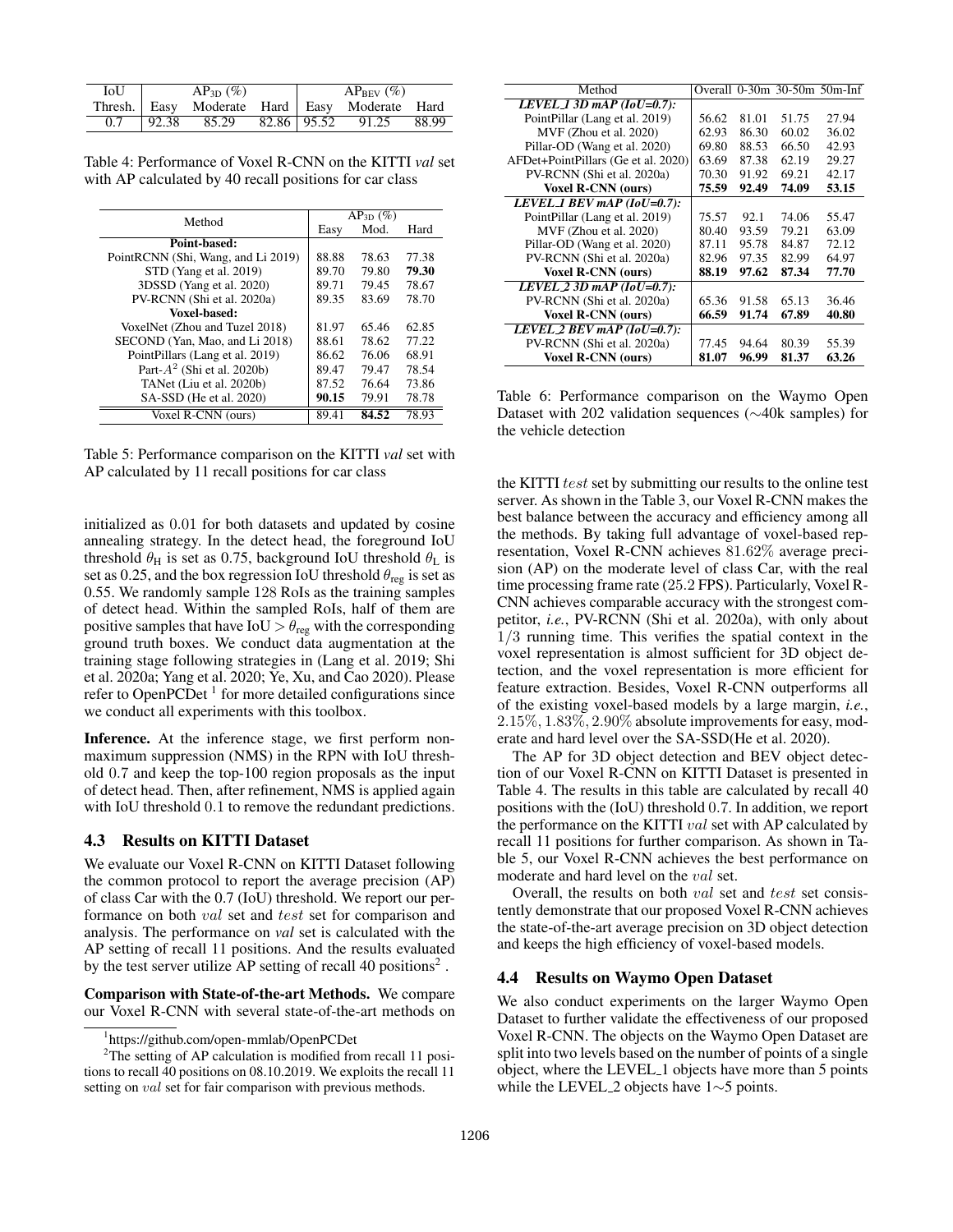| IoU | $AP_{3D}$ (%) | | | $AP_{BEV}$ (%) | | |
|---|---|---|---|---|---|---|
| Thresh. | Easy | Moderate | Hard | Easy | Moderate | Hard |
| 0.7 | 92.38 | 85.29 | 82.86 | 95.52 | 91.25 | 88.99 |

Table 4: Performance of Voxel R-CNN on the KITTI *val* set with AP calculated by 40 recall positions for car class

| Method | $AP_{3D}$ (%) | | |
|---|---|---|---|
| | Easy | Mod. | Hard |
| **Point-based:** | | | |
| PointRCNN (Shi, Wang, and Li 2019) | 88.88 | 78.63 | 77.38 |
| STD (Yang et al. 2019) | 89.70 | 79.80 | **79.30** |
| 3DSSD (Yang et al. 2020) | 89.71 | 79.45 | 78.67 |
| PV-RCNN (Shi et al. 2020a) | 89.35 | 83.69 | 78.70 |
| **Voxel-based:** | | | |
| VoxelNet (Zhou and Tuzel 2018) | 81.97 | 65.46 | 62.85 |
| SECOND (Yan, Mao, and Li 2018) | 88.61 | 78.62 | 77.22 |
| PointPillars (Lang et al. 2019) | 86.62 | 76.06 | 68.91 |
| Part-$A^2$ (Shi et al. 2020b) | 89.47 | 79.47 | 78.54 |
| TANet (Liu et al. 2020b) | 87.52 | 76.64 | 73.86 |
| SA-SSD (He et al. 2020) | **90.15** | 79.91 | 78.78 |
| Voxel R-CNN (ours) | 89.41 | **84.52** | 78.93 |

Table 5: Performance comparison on the KITTI *val* set with AP calculated by 11 recall positions for car class

initialized as 0.01 for both datasets and updated by cosine annealing strategy. In the detect head, the foreground IoU threshold $\theta_H$ is set as 0.75, background IoU threshold $\theta_L$ is set as 0.25, and the box regression IoU threshold $\theta_{reg}$ is set as 0.55. We randomly sample 128 RoIs as the training samples of detect head. Within the sampled RoIs, half of them are positive samples that have IoU $> \theta_{reg}$ with the corresponding ground truth boxes. We conduct data augmentation at the training stage following strategies in (Lang et al. 2019; Shi et al. 2020a; Yang et al. 2020; Ye, Xu, and Cao 2020). Please refer to OpenPCDet [1] for more detailed configurations since we conduct all experiments with this toolbox.

**Inference.** At the inference stage, we first perform non-maximum suppression (NMS) in the RPN with IoU threshold 0.7 and keep the top-100 region proposals as the input of detect head. Then, after refinement, NMS is applied again with IoU threshold 0.1 to remove the redundant predictions.

### 4.3 Results on KITTI Dataset

We evaluate our Voxel R-CNN on KITTI Dataset following the common protocol to report the average precision (AP) of class Car with the 0.7 (IoU) threshold. We report our performance on both *val* set and *test* set for comparison and analysis. The performance on *val* set is calculated with the AP setting of recall 11 positions. And the results evaluated by the test server utilize AP setting of recall 40 positions[2].

**Comparison with State-of-the-art Methods.** We compare our Voxel R-CNN with several state-of-the-art methods on the KITTI *test* set by submitting our results to the online test server. As shown in the Table 3, our Voxel R-CNN makes the best balance between the accuracy and efficiency among all the methods. By taking full advantage of voxel-based representation, Voxel R-CNN achieves 81.62% average precision (AP) on the moderate level of class Car, with the real time processing frame rate (25.2 FPS). Particularly, Voxel R-CNN achieves comparable accuracy with the strongest competitor, *i.e.*, PV-RCNN (Shi et al. 2020a), with only about 1/3 running time. This verifies the spatial context in the voxel representation is almost sufficient for 3D object detection, and the voxel representation is more efficient for feature extraction. Besides, Voxel R-CNN outperforms all of the existing voxel-based models by a large margin, *i.e.*, 2.15%, 1.83%, 2.90% absolute improvements for easy, moderate and hard level over the SA-SSD(He et al. 2020).

The AP for 3D object detection and BEV object detection of our Voxel R-CNN on KITTI Dataset is presented in Table 4. The results in this table are calculated by recall 40 positions with the (IoU) threshold 0.7. In addition, we report the performance on the KITTI *val* set with AP calculated by recall 11 positions for further comparison. As shown in Table 5, our Voxel R-CNN achieves the best performance on moderate and hard level on the *val* set.

Overall, the results on both *val* set and *test* set consistently demonstrate that our proposed Voxel R-CNN achieves the state-of-the-art average precision on 3D object detection and keeps the high efficiency of voxel-based models.

| Method | Overall | 0-30m | 30-50m | 50m-Inf |
|---|---|---|---|---|
| ***LEVEL_1 3D mAP (IoU=0.7):*** | | | | |
| PointPillar (Lang et al. 2019) | 56.62 | 81.01 | 51.75 | 27.94 |
| MVF (Zhou et al. 2020) | 62.93 | 86.30 | 60.02 | 36.02 |
| Pillar-OD (Wang et al. 2020) | 69.80 | 88.53 | 66.50 | 42.93 |
| AFDet+PointPillars (Ge et al. 2020) | 63.69 | 87.38 | 62.19 | 29.27 |
| PV-RCNN (Shi et al. 2020a) | 70.30 | 91.92 | 69.21 | 42.17 |
| **Voxel R-CNN (ours)** | **75.59** | **92.49** | **74.09** | **53.15** |
| ***LEVEL_1 BEV mAP (IoU=0.7):*** | | | | |
| PointPillar (Lang et al. 2019) | 75.57 | 92.1 | 74.06 | 55.47 |
| MVF (Zhou et al. 2020) | 80.40 | 93.59 | 79.21 | 63.09 |
| Pillar-OD (Wang et al. 2020) | 87.11 | 95.78 | 84.87 | 72.12 |
| PV-RCNN (Shi et al. 2020a) | 82.96 | 97.35 | 82.99 | 64.97 |
| **Voxel R-CNN (ours)** | **88.19** | **97.62** | **87.34** | **77.70** |
| ***LEVEL_2 3D mAP (IoU=0.7):*** | | | | |
| PV-RCNN (Shi et al. 2020a) | 65.36 | 91.58 | 65.13 | 36.46 |
| **Voxel R-CNN (ours)** | **66.59** | **91.74** | **67.89** | **40.80** |
| ***LEVEL_2 BEV mAP (IoU=0.7):*** | | | | |
| PV-RCNN (Shi et al. 2020a) | 77.45 | 94.64 | 80.39 | 55.39 |
| **Voxel R-CNN (ours)** | **81.07** | **96.99** | **81.37** | **63.26** |

Table 6: Performance comparison on the Waymo Open Dataset with 202 validation sequences (∼40k samples) for the vehicle detection

### 4.4 Results on Waymo Open Dataset

We also conduct experiments on the larger Waymo Open Dataset to further validate the effectiveness of our proposed Voxel R-CNN. The objects on the Waymo Open Dataset are split into two levels based on the number of points of a single object, where the LEVEL_1 objects have more than 5 points while the LEVEL_2 objects have 1∼5 points.

[1] https://github.com/open-mmlab/OpenPCDet

[2] The setting of AP calculation is modified from recall 11 positions to recall 40 positions on 08.10.2019. We exploits the recall 11 setting on *val* set for fair comparison with previous methods.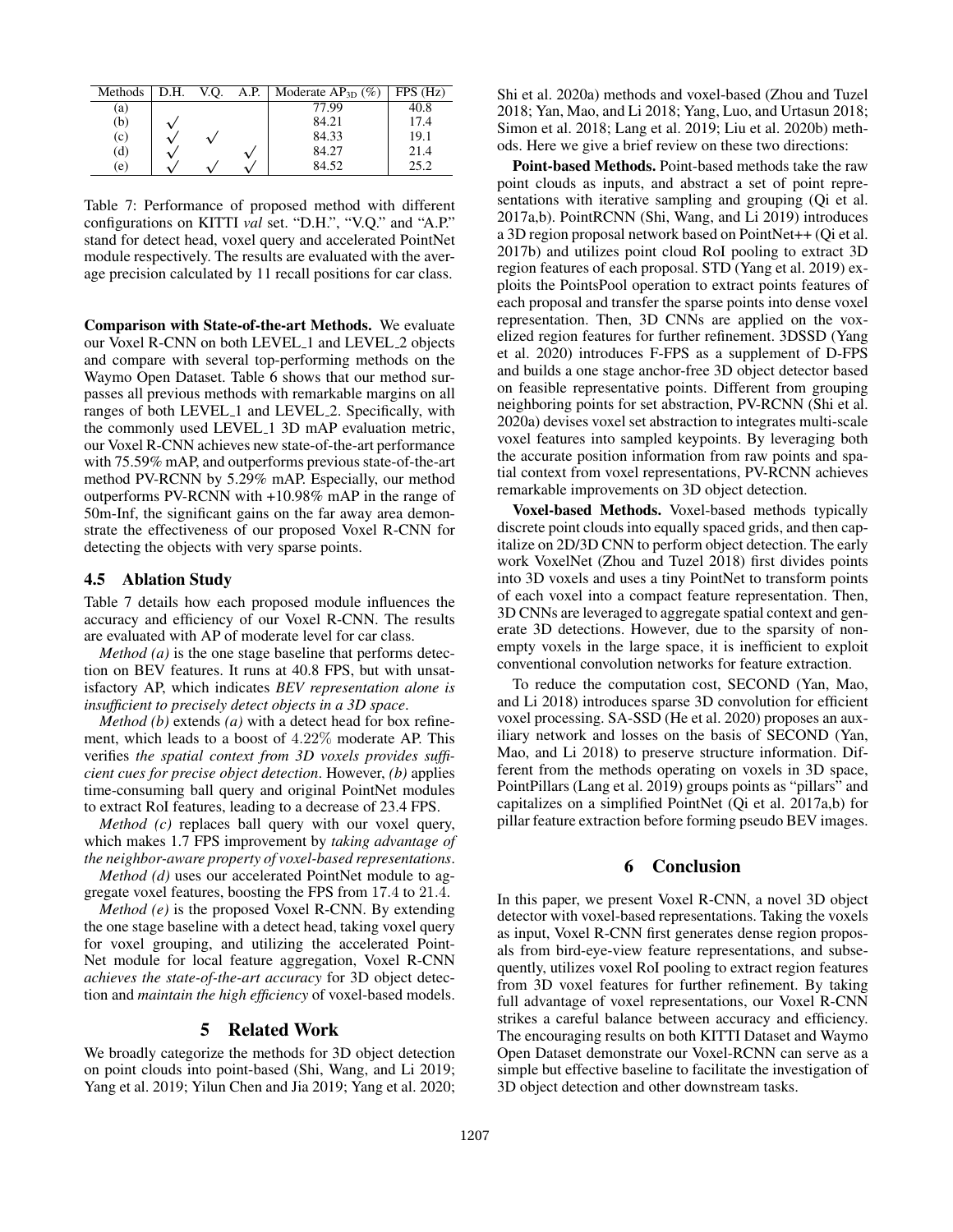| Methods | D.H. | V.Q. | A.P. | Moderate $AP_{3D}$ (%) | FPS (Hz) |
|---|---|---|---|---|---|
| (a) | | | | 77.99 | 40.8 |
| (b) | √ | | | 84.21 | 17.4 |
| (c) | √ | √ | | 84.33 | 19.1 |
| (d) | √ | | √ | 84.27 | 21.4 |
| (e) | √ | √ | √ | 84.52 | 25.2 |

Table 7: Performance of proposed method with different configurations on KITTI *val* set. "D.H.", "V.Q." and "A.P." stand for detect head, voxel query and accelerated PointNet module respectively. The results are evaluated with the average precision calculated by 11 recall positions for car class.

**Comparison with State-of-the-art Methods.** We evaluate our Voxel R-CNN on both LEVEL_1 and LEVEL_2 objects and compare with several top-performing methods on the Waymo Open Dataset. Table 6 shows that our method surpasses all previous methods with remarkable margins on all ranges of both LEVEL_1 and LEVEL_2. Specifically, with the commonly used LEVEL_1 3D mAP evaluation metric, our Voxel R-CNN achieves new state-of-the-art performance with 75.59% mAP, and outperforms previous state-of-the-art method PV-RCNN by 5.29% mAP. Especially, our method outperforms PV-RCNN with +10.98% mAP in the range of 50m-Inf, the significant gains on the far away area demonstrate the effectiveness of our proposed Voxel R-CNN for detecting the objects with very sparse points.

### 4.5 Ablation Study

Table 7 details how each proposed module influences the accuracy and efficiency of our Voxel R-CNN. The results are evaluated with AP of moderate level for car class.

*Method (a)* is the one stage baseline that performs detection on BEV features. It runs at 40.8 FPS, but with unsatisfactory AP, which indicates *BEV representation alone is insufficient to precisely detect objects in a 3D space*.

*Method (b)* extends *(a)* with a detect head for box refinement, which leads to a boost of $4.22\%$ moderate AP. This verifies *the spatial context from 3D voxels provides sufficient cues for precise object detection*. However, *(b)* applies time-consuming ball query and original PointNet modules to extract RoI features, leading to a decrease of 23.4 FPS.

*Method (c)* replaces ball query with our voxel query, which makes 1.7 FPS improvement by *taking advantage of the neighbor-aware property of voxel-based representations*.

*Method (d)* uses our accelerated PointNet module to aggregate voxel features, boosting the FPS from $17.4$ to $21.4$.

*Method (e)* is the proposed Voxel R-CNN. By extending the one stage baseline with a detect head, taking voxel query for voxel grouping, and utilizing the accelerated PointNet module for local feature aggregation, Voxel R-CNN *achieves the state-of-the-art accuracy* for 3D object detection and *maintain the high efficiency* of voxel-based models.

## 5 Related Work

We broadly categorize the methods for 3D object detection on point clouds into point-based (Shi, Wang, and Li 2019; Yang et al. 2019; Yilun Chen and Jia 2019; Yang et al. 2020; Shi et al. 2020a) methods and voxel-based (Zhou and Tuzel 2018; Yan, Mao, and Li 2018; Yang, Luo, and Urtasun 2018; Simon et al. 2018; Lang et al. 2019; Liu et al. 2020b) methods. Here we give a brief review on these two directions:

**Point-based Methods.** Point-based methods take the raw point clouds as inputs, and abstract a set of point representations with iterative sampling and grouping (Qi et al. 2017a,b). PointRCNN (Shi, Wang, and Li 2019) introduces a 3D region proposal network based on PointNet++ (Qi et al. 2017b) and utilizes point cloud RoI pooling to extract 3D region features of each proposal. STD (Yang et al. 2019) exploits the PointsPool operation to extract points features of each proposal and transfer the sparse points into dense voxel representation. Then, 3D CNNs are applied on the voxelized region features for further refinement. 3DSSD (Yang et al. 2020) introduces F-FPS as a supplement of D-FPS and builds a one stage anchor-free 3D object detector based on feasible representative points. Different from grouping neighboring points for set abstraction, PV-RCNN (Shi et al. 2020a) devises voxel set abstraction to integrates multi-scale voxel features into sampled keypoints. By leveraging both the accurate position information from raw points and spatial context from voxel representations, PV-RCNN achieves remarkable improvements on 3D object detection.

**Voxel-based Methods.** Voxel-based methods typically discrete point clouds into equally spaced grids, and then capitalize on 2D/3D CNN to perform object detection. The early work VoxelNet (Zhou and Tuzel 2018) first divides points into 3D voxels and uses a tiny PointNet to transform points of each voxel into a compact feature representation. Then, 3D CNNs are leveraged to aggregate spatial context and generate 3D detections. However, due to the sparsity of non-empty voxels in the large space, it is inefficient to exploit conventional convolution networks for feature extraction.

To reduce the computation cost, SECOND (Yan, Mao, and Li 2018) introduces sparse 3D convolution for efficient voxel processing. SA-SSD (He et al. 2020) proposes an auxiliary network and losses on the basis of SECOND (Yan, Mao, and Li 2018) to preserve structure information. Different from the methods operating on voxels in 3D space, PointPillars (Lang et al. 2019) groups points as "pillars" and capitalizes on a simplified PointNet (Qi et al. 2017a,b) for pillar feature extraction before forming pseudo BEV images.

## 6 Conclusion

In this paper, we present Voxel R-CNN, a novel 3D object detector with voxel-based representations. Taking the voxels as input, Voxel R-CNN first generates dense region proposals from bird-eye-view feature representations, and subsequently, utilizes voxel RoI pooling to extract region features from 3D voxel features for further refinement. By taking full advantage of voxel representations, our Voxel R-CNN strikes a careful balance between accuracy and efficiency. The encouraging results on both KITTI Dataset and Waymo Open Dataset demonstrate our Voxel-RCNN can serve as a simple but effective baseline to facilitate the investigation of 3D object detection and other downstream tasks.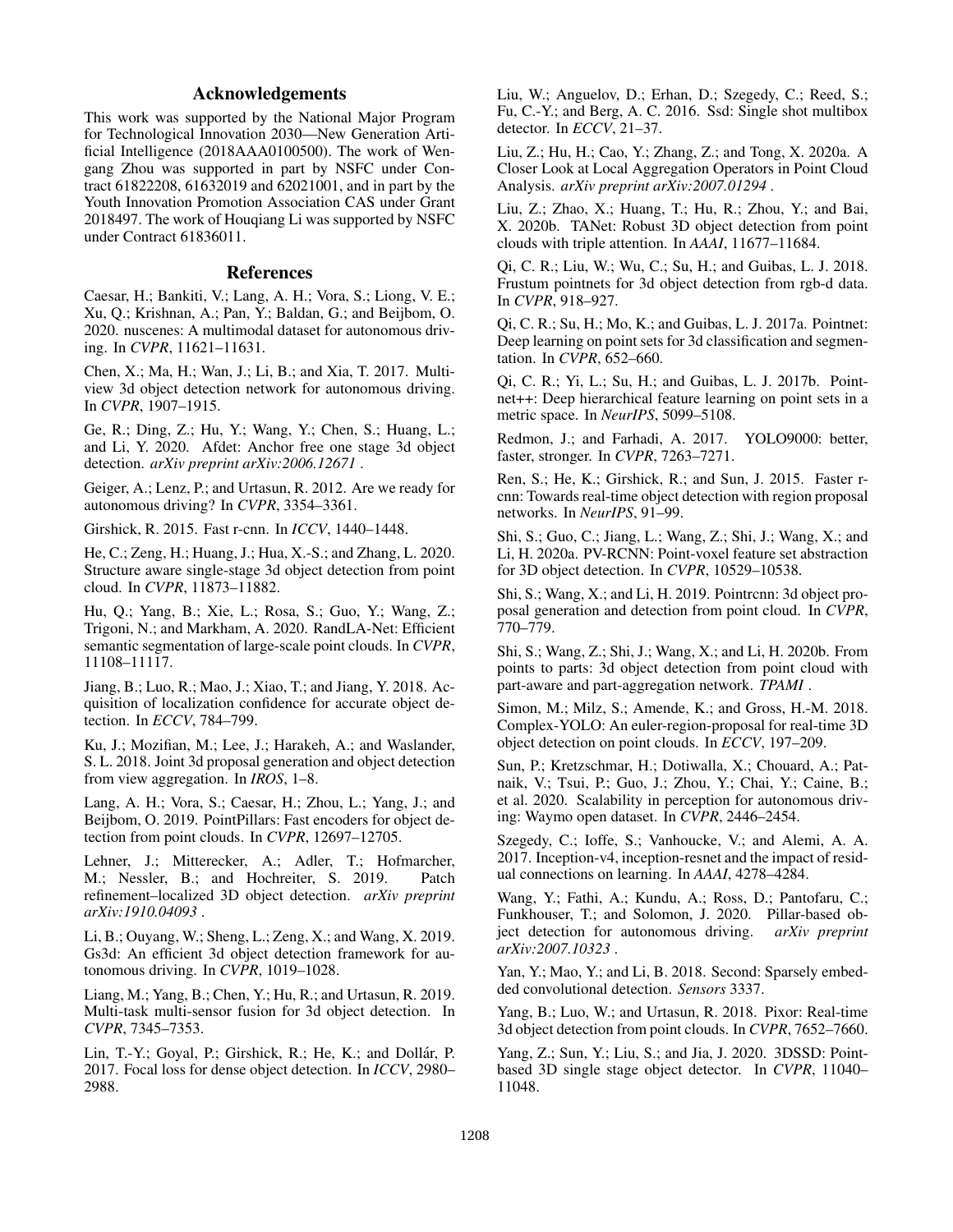## Acknowledgements

This work was supported by the National Major Program for Technological Innovation 2030—New Generation Artificial Intelligence (2018AAA0100500). The work of Wengang Zhou was supported in part by NSFC under Contract 61822208, 61632019 and 62021001, and in part by the Youth Innovation Promotion Association CAS under Grant 2018497. The work of Houqiang Li was supported by NSFC under Contract 61836011.

## References

Caesar, H.; Bankiti, V.; Lang, A. H.; Vora, S.; Liong, V. E.; Xu, Q.; Krishnan, A.; Pan, Y.; Baldan, G.; and Beijbom, O. 2020. nuscenes: A multimodal dataset for autonomous driving. In *CVPR*, 11621–11631.

Chen, X.; Ma, H.; Wan, J.; Li, B.; and Xia, T. 2017. Multi-view 3d object detection network for autonomous driving. In *CVPR*, 1907–1915.

Ge, R.; Ding, Z.; Hu, Y.; Wang, Y.; Chen, S.; Huang, L.; and Li, Y. 2020. Afdet: Anchor free one stage 3d object detection. *arXiv preprint arXiv:2006.12671* .

Geiger, A.; Lenz, P.; and Urtasun, R. 2012. Are we ready for autonomous driving? In *CVPR*, 3354–3361.

Girshick, R. 2015. Fast r-cnn. In *ICCV*, 1440–1448.

He, C.; Zeng, H.; Huang, J.; Hua, X.-S.; and Zhang, L. 2020. Structure aware single-stage 3d object detection from point cloud. In *CVPR*, 11873–11882.

Hu, Q.; Yang, B.; Xie, L.; Rosa, S.; Guo, Y.; Wang, Z.; Trigoni, N.; and Markham, A. 2020. RandLA-Net: Efficient semantic segmentation of large-scale point clouds. In *CVPR*, 11108–11117.

Jiang, B.; Luo, R.; Mao, J.; Xiao, T.; and Jiang, Y. 2018. Acquisition of localization confidence for accurate object detection. In *ECCV*, 784–799.

Ku, J.; Mozifian, M.; Lee, J.; Harakeh, A.; and Waslander, S. L. 2018. Joint 3d proposal generation and object detection from view aggregation. In *IROS*, 1–8.

Lang, A. H.; Vora, S.; Caesar, H.; Zhou, L.; Yang, J.; and Beijbom, O. 2019. PointPillars: Fast encoders for object detection from point clouds. In *CVPR*, 12697–12705.

Lehner, J.; Mitterecker, A.; Adler, T.; Hofmarcher, M.; Nessler, B.; and Hochreiter, S. 2019. Patch refinement–localized 3D object detection. *arXiv preprint arXiv:1910.04093* .

Li, B.; Ouyang, W.; Sheng, L.; Zeng, X.; and Wang, X. 2019. Gs3d: An efficient 3d object detection framework for autonomous driving. In *CVPR*, 1019–1028.

Liang, M.; Yang, B.; Chen, Y.; Hu, R.; and Urtasun, R. 2019. Multi-task multi-sensor fusion for 3d object detection. In *CVPR*, 7345–7353.

Lin, T.-Y.; Goyal, P.; Girshick, R.; He, K.; and Dollár, P. 2017. Focal loss for dense object detection. In *ICCV*, 2980–2988.

Liu, W.; Anguelov, D.; Erhan, D.; Szegedy, C.; Reed, S.; Fu, C.-Y.; and Berg, A. C. 2016. Ssd: Single shot multibox detector. In *ECCV*, 21–37.

Liu, Z.; Hu, H.; Cao, Y.; Zhang, Z.; and Tong, X. 2020a. A Closer Look at Local Aggregation Operators in Point Cloud Analysis. *arXiv preprint arXiv:2007.01294* .

Liu, Z.; Zhao, X.; Huang, T.; Hu, R.; Zhou, Y.; and Bai, X. 2020b. TANet: Robust 3D object detection from point clouds with triple attention. In *AAAI*, 11677–11684.

Qi, C. R.; Liu, W.; Wu, C.; Su, H.; and Guibas, L. J. 2018. Frustum pointnets for 3d object detection from rgb-d data. In *CVPR*, 918–927.

Qi, C. R.; Su, H.; Mo, K.; and Guibas, L. J. 2017a. Pointnet: Deep learning on point sets for 3d classification and segmentation. In *CVPR*, 652–660.

Qi, C. R.; Yi, L.; Su, H.; and Guibas, L. J. 2017b. Pointnet++: Deep hierarchical feature learning on point sets in a metric space. In *NeurIPS*, 5099–5108.

Redmon, J.; and Farhadi, A. 2017. YOLO9000: better, faster, stronger. In *CVPR*, 7263–7271.

Ren, S.; He, K.; Girshick, R.; and Sun, J. 2015. Faster r-cnn: Towards real-time object detection with region proposal networks. In *NeurIPS*, 91–99.

Shi, S.; Guo, C.; Jiang, L.; Wang, Z.; Shi, J.; Wang, X.; and Li, H. 2020a. PV-RCNN: Point-voxel feature set abstraction for 3D object detection. In *CVPR*, 10529–10538.

Shi, S.; Wang, X.; and Li, H. 2019. Pointrcnn: 3d object proposal generation and detection from point cloud. In *CVPR*, 770–779.

Shi, S.; Wang, Z.; Shi, J.; Wang, X.; and Li, H. 2020b. From points to parts: 3d object detection from point cloud with part-aware and part-aggregation network. *TPAMI* .

Simon, M.; Milz, S.; Amende, K.; and Gross, H.-M. 2018. Complex-YOLO: An euler-region-proposal for real-time 3D object detection on point clouds. In *ECCV*, 197–209.

Sun, P.; Kretzschmar, H.; Dotiwalla, X.; Chouard, A.; Patnaik, V.; Tsui, P.; Guo, J.; Zhou, Y.; Chai, Y.; Caine, B.; et al. 2020. Scalability in perception for autonomous driving: Waymo open dataset. In *CVPR*, 2446–2454.

Szegedy, C.; Ioffe, S.; Vanhoucke, V.; and Alemi, A. A. 2017. Inception-v4, inception-resnet and the impact of residual connections on learning. In *AAAI*, 4278–4284.

Wang, Y.; Fathi, A.; Kundu, A.; Ross, D.; Pantofaru, C.; Funkhouser, T.; and Solomon, J. 2020. Pillar-based object detection for autonomous driving. *arXiv preprint arXiv:2007.10323* .

Yan, Y.; Mao, Y.; and Li, B. 2018. Second: Sparsely embedded convolutional detection. *Sensors* 3337.

Yang, B.; Luo, W.; and Urtasun, R. 2018. Pixor: Real-time 3d object detection from point clouds. In *CVPR*, 7652–7660.

Yang, Z.; Sun, Y.; Liu, S.; and Jia, J. 2020. 3DSSD: Point-based 3D single stage object detector. In *CVPR*, 11040–11048.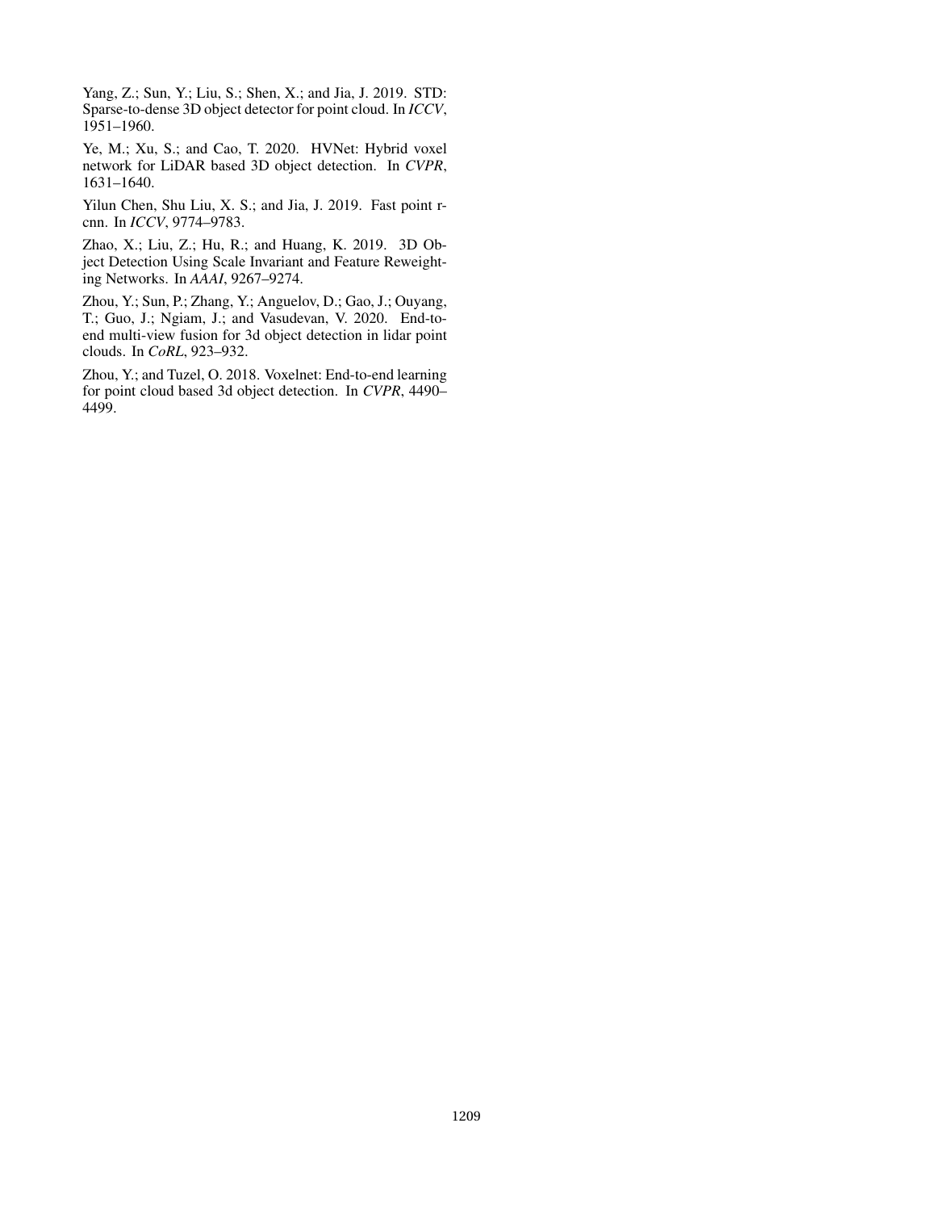Yang, Z.; Sun, Y.; Liu, S.; Shen, X.; and Jia, J. 2019. STD: Sparse-to-dense 3D object detector for point cloud. In *ICCV*, 1951–1960.

Ye, M.; Xu, S.; and Cao, T. 2020. HVNet: Hybrid voxel network for LiDAR based 3D object detection. In *CVPR*, 1631–1640.

Yilun Chen, Shu Liu, X. S.; and Jia, J. 2019. Fast point r-cnn. In *ICCV*, 9774–9783.

Zhao, X.; Liu, Z.; Hu, R.; and Huang, K. 2019. 3D Object Detection Using Scale Invariant and Feature Reweighting Networks. In *AAAI*, 9267–9274.

Zhou, Y.; Sun, P.; Zhang, Y.; Anguelov, D.; Gao, J.; Ouyang, T.; Guo, J.; Ngiam, J.; and Vasudevan, V. 2020. End-to-end multi-view fusion for 3d object detection in lidar point clouds. In *CoRL*, 923–932.

Zhou, Y.; and Tuzel, O. 2018. Voxelnet: End-to-end learning for point cloud based 3d object detection. In *CVPR*, 4490–4499.